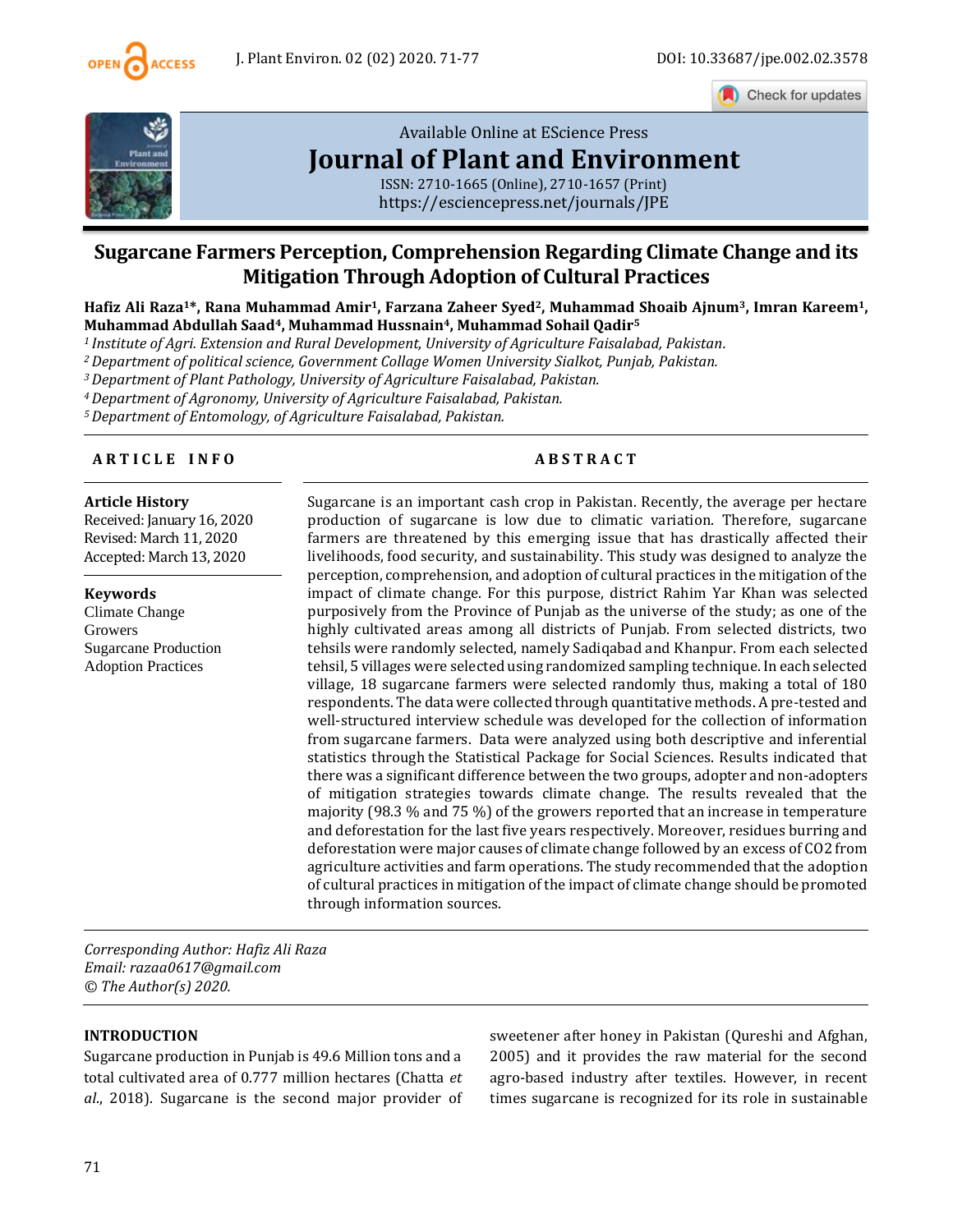Available Online at EScience Press

# Journal of Plant and Environment

ISSN: 2710-1665 (Online), 2710-1657 (Print)
https://esciencepress.net/journals/JPE

## Sugarcane Farmers Perception, Comprehension Regarding Climate Change and its Mitigation Through Adoption of Cultural Practices

**Hafiz Ali Raza[1]\*, Rana Muhammad Amir[1], Farzana Zaheer Syed[2], Muhammad Shoaib Ajnum[3], Imran Kareem[1], Muhammad Abdullah Saad[4], Muhammad Hussnain[4], Muhammad Sohail Qadir[5]**

*[1] Institute of Agri. Extension and Rural Development, University of Agriculture Faisalabad, Pakistan.*
*[2] Department of political science, Government Collage Women University Sialkot, Punjab, Pakistan.*
*[3] Department of Plant Pathology, University of Agriculture Faisalabad, Pakistan.*
*[4] Department of Agronomy, University of Agriculture Faisalabad, Pakistan.*
*[5] Department of Entomology, of Agriculture Faisalabad, Pakistan.*

### ARTICLE INFO

**Article History**
Received: January 16, 2020
Revised: March 11, 2020
Accepted: March 13, 2020

**Keywords**
Climate Change
Growers
Sugarcane Production
Adoption Practices

### ABSTRACT

Sugarcane is an important cash crop in Pakistan. Recently, the average per hectare production of sugarcane is low due to climatic variation. Therefore, sugarcane farmers are threatened by this emerging issue that has drastically affected their livelihoods, food security, and sustainability. This study was designed to analyze the perception, comprehension, and adoption of cultural practices in the mitigation of the impact of climate change. For this purpose, district Rahim Yar Khan was selected purposively from the Province of Punjab as the universe of the study; as one of the highly cultivated areas among all districts of Punjab. From selected districts, two tehsils were randomly selected, namely Sadiqabad and Khanpur. From each selected tehsil, 5 villages were selected using randomized sampling technique. In each selected village, 18 sugarcane farmers were selected randomly thus, making a total of 180 respondents. The data were collected through quantitative methods. A pre-tested and well-structured interview schedule was developed for the collection of information from sugarcane farmers. Data were analyzed using both descriptive and inferential statistics through the Statistical Package for Social Sciences. Results indicated that there was a significant difference between the two groups, adopter and non-adopters of mitigation strategies towards climate change. The results revealed that the majority (98.3 % and 75 %) of the growers reported that an increase in temperature and deforestation for the last five years respectively. Moreover, residues burning and deforestation were major causes of climate change followed by an excess of $CO_2$ from agriculture activities and farm operations. The study recommended that the adoption of cultural practices in mitigation of the impact of climate change should be promoted through information sources.

*Corresponding Author: Hafiz Ali Raza*
*Email: razaa0617@gmail.com*
*© The Author(s) 2020.*

## INTRODUCTION

Sugarcane production in Punjab is 49.6 Million tons and a total cultivated area of 0.777 million hectares (Chatta *et al*., 2018). Sugarcane is the second major provider of sweetener after honey in Pakistan (Qureshi and Afghan, 2005) and it provides the raw material for the second agro-based industry after textiles. However, in recent times sugarcane is recognized for its role in sustainable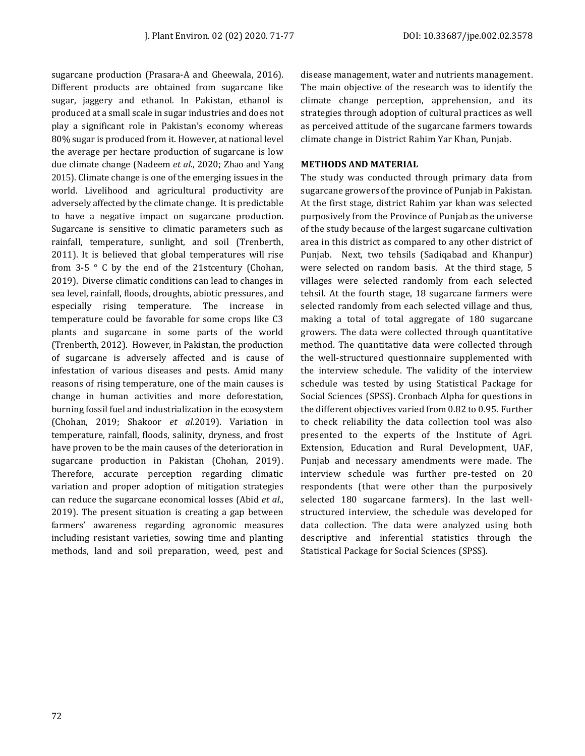sugarcane production (Prasara-A and Gheewala, 2016). Different products are obtained from sugarcane like sugar, jaggery and ethanol. In Pakistan, ethanol is produced at a small scale in sugar industries and does not play a significant role in Pakistan's economy whereas 80% sugar is produced from it. However, at national level the average per hectare production of sugarcane is low due climate change (Nadeem *et al*., 2020; Zhao and Yang 2015). Climate change is one of the emerging issues in the world. Livelihood and agricultural productivity are adversely affected by the climate change. It is predictable to have a negative impact on sugarcane production. Sugarcane is sensitive to climatic parameters such as rainfall, temperature, sunlight, and soil (Trenberth, 2011). It is believed that global temperatures will rise from 3-5 ° C by the end of the 21stcentury (Chohan, 2019). Diverse climatic conditions can lead to changes in sea level, rainfall, floods, droughts, abiotic pressures, and especially rising temperature. The increase in temperature could be favorable for some crops like C3 plants and sugarcane in some parts of the world (Trenberth, 2012). However, in Pakistan, the production of sugarcane is adversely affected and is cause of infestation of various diseases and pests. Amid many reasons of rising temperature, one of the main causes is change in human activities and more deforestation, burning fossil fuel and industrialization in the ecosystem (Chohan, 2019; Shakoor *et al*.2019). Variation in temperature, rainfall, floods, salinity, dryness, and frost have proven to be the main causes of the deterioration in sugarcane production in Pakistan (Chohan, 2019). Therefore, accurate perception regarding climatic variation and proper adoption of mitigation strategies can reduce the sugarcane economical losses (Abid *et al*., 2019). The present situation is creating a gap between farmers' awareness regarding agronomic measures including resistant varieties, sowing time and planting methods, land and soil preparation, weed, pest and disease management, water and nutrients management. The main objective of the research was to identify the climate change perception, apprehension, and its strategies through adoption of cultural practices as well as perceived attitude of the sugarcane farmers towards climate change in District Rahim Yar Khan, Punjab.

## METHODS AND MATERIAL

The study was conducted through primary data from sugarcane growers of the province of Punjab in Pakistan. At the first stage, district Rahim yar khan was selected purposively from the Province of Punjab as the universe of the study because of the largest sugarcane cultivation area in this district as compared to any other district of Punjab. Next, two tehsils (Sadiqabad and Khanpur) were selected on random basis. At the third stage, 5 villages were selected randomly from each selected tehsil. At the fourth stage, 18 sugarcane farmers were selected randomly from each selected village and thus, making a total of total aggregate of 180 sugarcane growers. The data were collected through quantitative method. The quantitative data were collected through the well-structured questionnaire supplemented with the interview schedule. The validity of the interview schedule was tested by using Statistical Package for Social Sciences (SPSS). Cronbach Alpha for questions in the different objectives varied from 0.82 to 0.95. Further to check reliability the data collection tool was also presented to the experts of the Institute of Agri. Extension, Education and Rural Development, UAF, Punjab and necessary amendments were made. The interview schedule was further pre-tested on 20 respondents (that were other than the purposively selected 180 sugarcane farmers). In the last well-structured interview, the schedule was developed for data collection. The data were analyzed using both descriptive and inferential statistics through the Statistical Package for Social Sciences (SPSS).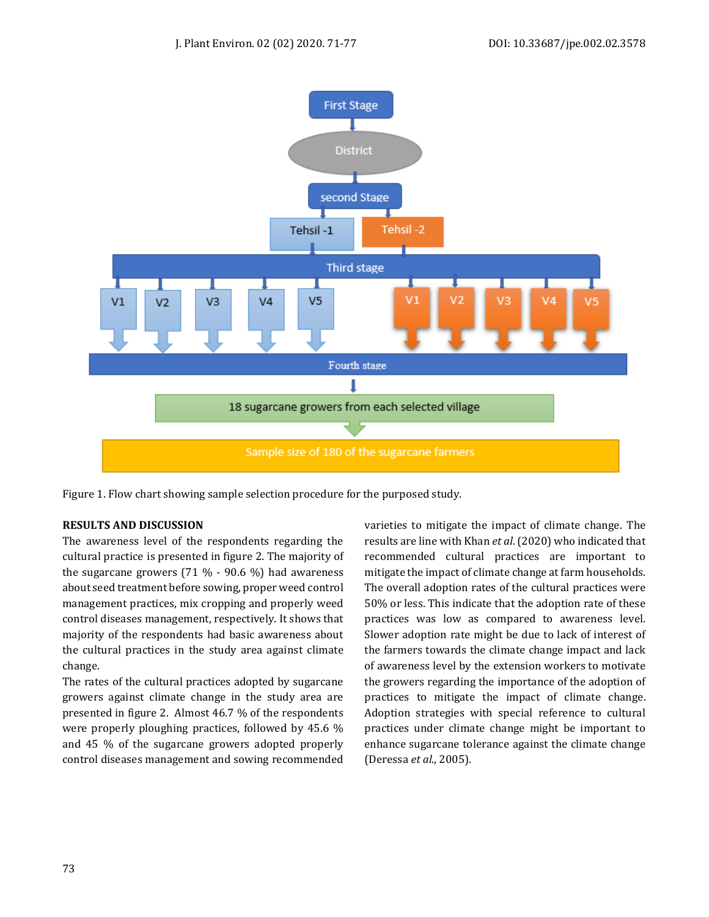Figure 1. Flow chart showing sample selection procedure for the purposed study.

## RESULTS AND DISCUSSION

The awareness level of the respondents regarding the cultural practice is presented in figure 2. The majority of the sugarcane growers (71 % - 90.6 %) had awareness about seed treatment before sowing, proper weed control management practices, mix cropping and properly weed control diseases management, respectively. It shows that majority of the respondents had basic awareness about the cultural practices in the study area against climate change.

The rates of the cultural practices adopted by sugarcane growers against climate change in the study area are presented in figure 2. Almost 46.7 % of the respondents were properly ploughing practices, followed by 45.6 % and 45 % of the sugarcane growers adopted properly control diseases management and sowing recommended varieties to mitigate the impact of climate change. The results are line with Khan *et al*. (2020) who indicated that recommended cultural practices are important to mitigate the impact of climate change at farm households. The overall adoption rates of the cultural practices were 50% or less. This indicate that the adoption rate of these practices was low as compared to awareness level. Slower adoption rate might be due to lack of interest of the farmers towards the climate change impact and lack of awareness level by the extension workers to motivate the growers regarding the importance of the adoption of practices to mitigate the impact of climate change. Adoption strategies with special reference to cultural practices under climate change might be important to enhance sugarcane tolerance against the climate change (Deressa *et al*., 2005).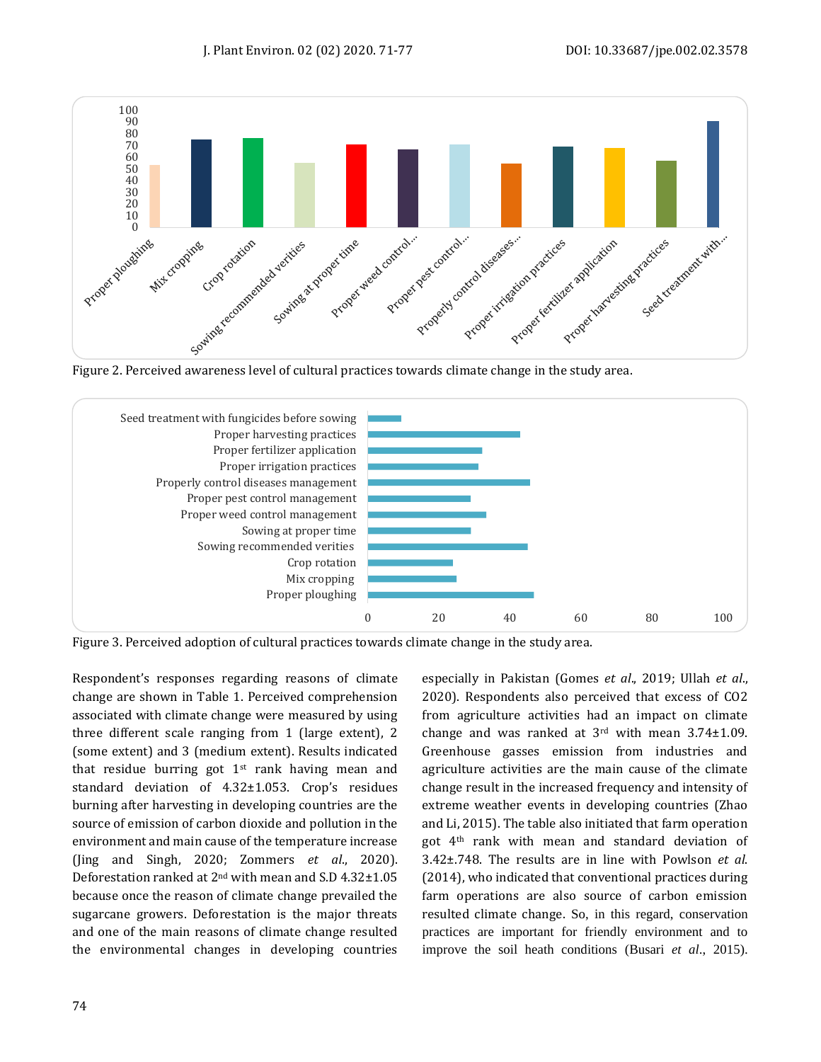Figure 2. Perceived awareness level of cultural practices towards climate change in the study area.

Figure 3. Perceived adoption of cultural practices towards climate change in the study area.

Respondent's responses regarding reasons of climate change are shown in Table 1. Perceived comprehension associated with climate change were measured by using three different scale ranging from 1 (large extent), 2 (some extent) and 3 (medium extent). Results indicated that residue burring got 1st rank having mean and standard deviation of 4.32±1.053. Crop's residues burning after harvesting in developing countries are the source of emission of carbon dioxide and pollution in the environment and main cause of the temperature increase (Jing and Singh, 2020; Zommers *et al*., 2020). Deforestation ranked at 2nd with mean and S.D 4.32±1.05 because once the reason of climate change prevailed the sugarcane growers. Deforestation is the major threats and one of the main reasons of climate change resulted the environmental changes in developing countries especially in Pakistan (Gomes *et al*., 2019; Ullah *et al*., 2020). Respondents also perceived that excess of $CO_2$ from agriculture activities had an impact on climate change and was ranked at 3rd with mean 3.74±1.09. Greenhouse gasses emission from industries and agriculture activities are the main cause of the climate change result in the increased frequency and intensity of extreme weather events in developing countries (Zhao and Li, 2015). The table also initiated that farm operation got 4th rank with mean and standard deviation of 3.42±.748. The results are in line with Powlson *et al*. (2014), who indicated that conventional practices during farm operations are also source of carbon emission resulted climate change. So, in this regard, conservation practices are important for friendly environment and to improve the soil heath conditions (Busari *et al*., 2015).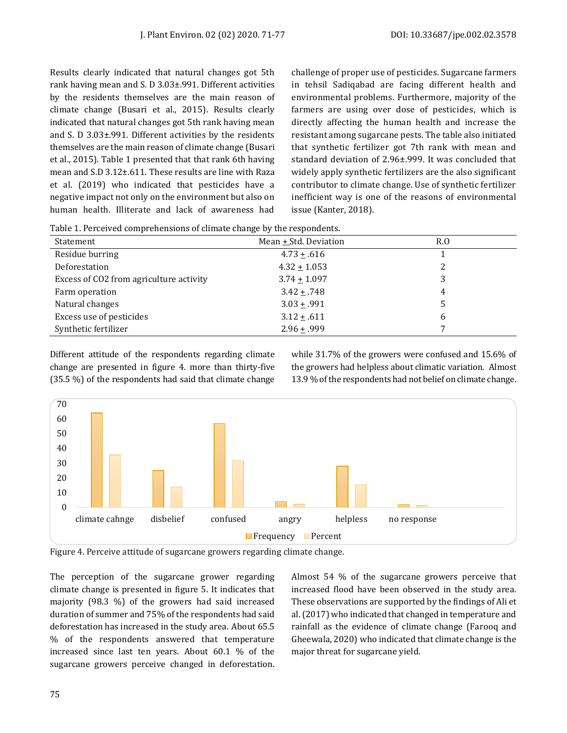Results clearly indicated that natural changes got 5th rank having mean and S. D 3.03±.991. Different activities by the residents themselves are the main reason of climate change (Busari et al., 2015). Results clearly indicated that natural changes got 5th rank having mean and S. D 3.03±.991. Different activities by the residents themselves are the main reason of climate change (Busari et al., 2015). Table 1 presented that that rank 6th having mean and S.D 3.12±.611. These results are line with Raza et al. (2019) who indicated that pesticides have a negative impact not only on the environment but also on human health. Illiterate and lack of awareness had challenge of proper use of pesticides. Sugarcane farmers in tehsil Sadiqabad are facing different health and environmental problems. Furthermore, majority of the farmers are using over dose of pesticides, which is directly affecting the human health and increase the resistant among sugarcane pests. The table also initiated that synthetic fertilizer got 7th rank with mean and standard deviation of 2.96±.999. It was concluded that widely apply synthetic fertilizers are the also significant contributor to climate change. Use of synthetic fertilizer inefficient way is one of the reasons of environmental issue (Kanter, 2018).

Table 1. Perceived comprehensions of climate change by the respondents.

| Statement | Mean ± Std. Deviation | R.O |
|---|---|---|
| Residue burring | 4.73 ± .616 | 1 |
| Deforestation | 4.32 ± 1.053 | 2 |
| Excess of CO2 from agriculture activity | 3.74 ± 1.097 | 3 |
| Farm operation | 3.42 ± .748 | 4 |
| Natural changes | 3.03 ± .991 | 5 |
| Excess use of pesticides | 3.12 ± .611 | 6 |
| Synthetic fertilizer | 2.96 ± .999 | 7 |

Different attitude of the respondents regarding climate change are presented in figure 4. more than thirty-five (35.5 %) of the respondents had said that climate change while 31.7% of the growers were confused and 15.6% of the growers had helpless about climatic variation. Almost 13.9 % of the respondents had not belief on climate change.

Figure 4. Perceive attitude of sugarcane growers regarding climate change.

The perception of the sugarcane grower regarding climate change is presented in figure 5. It indicates that majority (98.3 %) of the growers had said increased duration of summer and 75% of the respondents had said deforestation has increased in the study area. About 65.5 % of the respondents answered that temperature increased since last ten years. About 60.1 % of the sugarcane growers perceive changed in deforestation. Almost 54 % of the sugarcane growers perceive that increased flood have been observed in the study area. These observations are supported by the findings of Ali et al. (2017) who indicated that changed in temperature and rainfall as the evidence of climate change (Farooq and Gheewala, 2020) who indicated that climate change is the major threat for sugarcane yield.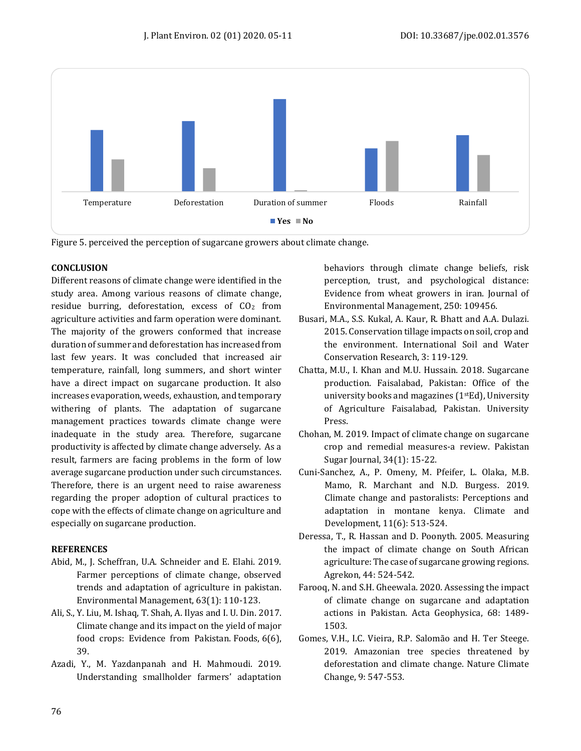Figure 5. perceived the perception of sugarcane growers about climate change.

## CONCLUSION

Different reasons of climate change were identified in the study area. Among various reasons of climate change, residue burring, deforestation, excess of $CO_2$ from agriculture activities and farm operation were dominant. The majority of the growers conformed that increase duration of summer and deforestation has increased from last few years. It was concluded that increased air temperature, rainfall, long summers, and short winter have a direct impact on sugarcane production. It also increases evaporation, weeds, exhaustion, and temporary withering of plants. The adaptation of sugarcane management practices towards climate change were inadequate in the study area. Therefore, sugarcane productivity is affected by climate change adversely. As a result, farmers are facing problems in the form of low average sugarcane production under such circumstances. Therefore, there is an urgent need to raise awareness regarding the proper adoption of cultural practices to cope with the effects of climate change on agriculture and especially on sugarcane production.

## REFERENCES

Abid, M., J. Scheffran, U.A. Schneider and E. Elahi. 2019. Farmer perceptions of climate change, observed trends and adaptation of agriculture in pakistan. Environmental Management, 63(1): 110-123.

Ali, S., Y. Liu, M. Ishaq, T. Shah, A. Ilyas and I. U. Din. 2017. Climate change and its impact on the yield of major food crops: Evidence from Pakistan. Foods, 6(6), 39.

Azadi, Y., M. Yazdanpanah and H. Mahmoudi. 2019. Understanding smallholder farmers' adaptation behaviors through climate change beliefs, risk perception, trust, and psychological distance: Evidence from wheat growers in iran. Journal of Environmental Management, 250: 109456.

Busari, M.A., S.S. Kukal, A. Kaur, R. Bhatt and A.A. Dulazi. 2015. Conservation tillage impacts on soil, crop and the environment. International Soil and Water Conservation Research, 3: 119-129.

Chatta, M.U., I. Khan and M.U. Hussain. 2018. Sugarcane production. Faisalabad, Pakistan: Office of the university books and magazines (1stEd), University of Agriculture Faisalabad, Pakistan. University Press.

Chohan, M. 2019. Impact of climate change on sugarcane crop and remedial measures-a review. Pakistan Sugar Journal, 34(1): 15-22.

Cuni-Sanchez, A., P. Omeny, M. Pfeifer, L. Olaka, M.B. Mamo, R. Marchant and N.D. Burgess. 2019. Climate change and pastoralists: Perceptions and adaptation in montane kenya. Climate and Development, 11(6): 513-524.

Deressa, T., R. Hassan and D. Poonyth. 2005. Measuring the impact of climate change on South African agriculture: The case of sugarcane growing regions. Agrekon, 44: 524-542.

Farooq, N. and S.H. Gheewala. 2020. Assessing the impact of climate change on sugarcane and adaptation actions in Pakistan. Acta Geophysica, 68: 1489-1503.

Gomes, V.H., I.C. Vieira, R.P. Salomão and H. Ter Steege. 2019. Amazonian tree species threatened by deforestation and climate change. Nature Climate Change, 9: 547-553.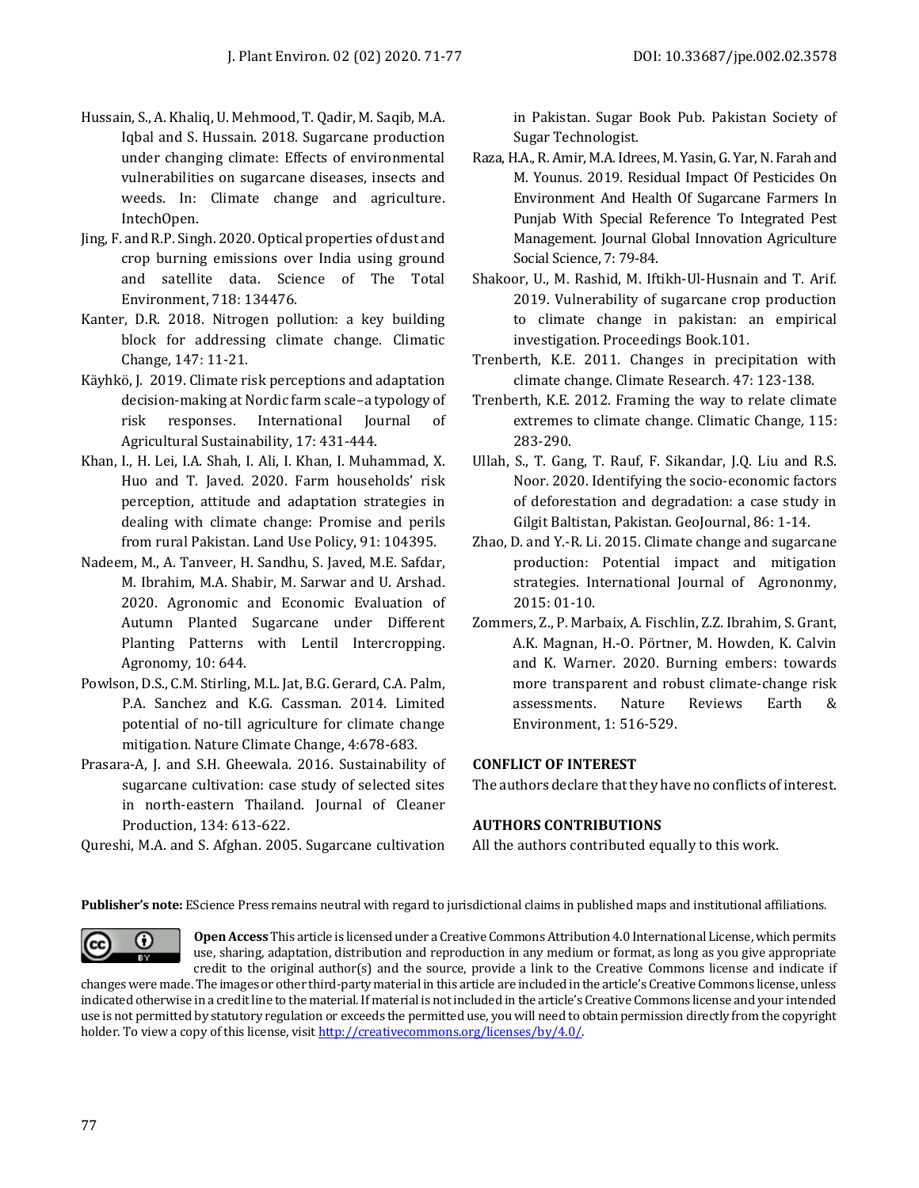Hussain, S., A. Khaliq, U. Mehmood, T. Qadir, M. Saqib, M.A. Iqbal and S. Hussain. 2018. Sugarcane production under changing climate: Effects of environmental vulnerabilities on sugarcane diseases, insects and weeds. In: Climate change and agriculture. IntechOpen.

Jing, F. and R.P. Singh. 2020. Optical properties of dust and crop burning emissions over India using ground and satellite data. Science of The Total Environment, 718: 134476.

Kanter, D.R. 2018. Nitrogen pollution: a key building block for addressing climate change. Climatic Change, 147: 11-21.

Käyhkö, J. 2019. Climate risk perceptions and adaptation decision-making at Nordic farm scale–a typology of risk responses. International Journal of Agricultural Sustainability, 17: 431-444.

Khan, I., H. Lei, I.A. Shah, I. Ali, I. Khan, I. Muhammad, X. Huo and T. Javed. 2020. Farm households' risk perception, attitude and adaptation strategies in dealing with climate change: Promise and perils from rural Pakistan. Land Use Policy, 91: 104395.

Nadeem, M., A. Tanveer, H. Sandhu, S. Javed, M.E. Safdar, M. Ibrahim, M.A. Shabir, M. Sarwar and U. Arshad. 2020. Agronomic and Economic Evaluation of Autumn Planted Sugarcane under Different Planting Patterns with Lentil Intercropping. Agronomy, 10: 644.

Powlson, D.S., C.M. Stirling, M.L. Jat, B.G. Gerard, C.A. Palm, P.A. Sanchez and K.G. Cassman. 2014. Limited potential of no-till agriculture for climate change mitigation. Nature Climate Change, 4:678-683.

Prasara-A, J. and S.H. Gheewala. 2016. Sustainability of sugarcane cultivation: case study of selected sites in north-eastern Thailand. Journal of Cleaner Production, 134: 613-622.

Qureshi, M.A. and S. Afghan. 2005. Sugarcane cultivation in Pakistan. Sugar Book Pub. Pakistan Society of Sugar Technologist.

Raza, H.A., R. Amir, M.A. Idrees, M. Yasin, G. Yar, N. Farah and M. Younus. 2019. Residual Impact Of Pesticides On Environment And Health Of Sugarcane Farmers In Punjab With Special Reference To Integrated Pest Management. Journal Global Innovation Agriculture Social Science, 7: 79-84.

Shakoor, U., M. Rashid, M. Iftikh-Ul-Husnain and T. Arif. 2019. Vulnerability of sugarcane crop production to climate change in pakistan: an empirical investigation. Proceedings Book.101.

Trenberth, K.E. 2011. Changes in precipitation with climate change. Climate Research. 47: 123-138.

Trenberth, K.E. 2012. Framing the way to relate climate extremes to climate change. Climatic Change, 115: 283-290.

Ullah, S., T. Gang, T. Rauf, F. Sikandar, J.Q. Liu and R.S. Noor. 2020. Identifying the socio-economic factors of deforestation and degradation: a case study in Gilgit Baltistan, Pakistan. GeoJournal, 86: 1-14.

Zhao, D. and Y.-R. Li. 2015. Climate change and sugarcane production: Potential impact and mitigation strategies. International Journal of Agrononmy, 2015: 01-10.

Zommers, Z., P. Marbaix, A. Fischlin, Z.Z. Ibrahim, S. Grant, A.K. Magnan, H.-O. Pörtner, M. Howden, K. Calvin and K. Warner. 2020. Burning embers: towards more transparent and robust climate-change risk assessments. Nature Reviews Earth & Environment, 1: 516-529.

## CONFLICT OF INTEREST

The authors declare that they have no conflicts of interest.

## AUTHORS CONTRIBUTIONS

All the authors contributed equally to this work.

**Publisher's note:** EScience Press remains neutral with regard to jurisdictional claims in published maps and institutional affiliations.

**Open Access** This article is licensed under a Creative Commons Attribution 4.0 International License, which permits use, sharing, adaptation, distribution and reproduction in any medium or format, as long as you give appropriate credit to the original author(s) and the source, provide a link to the Creative Commons license and indicate if changes were made. The images or other third-party material in this article are included in the article's Creative Commons license, unless indicated otherwise in a credit line to the material. If material is not included in the article's Creative Commons license and your intended use is not permitted by statutory regulation or exceeds the permitted use, you will need to obtain permission directly from the copyright holder. To view a copy of this license, visit http://creativecommons.org/licenses/by/4.0/.